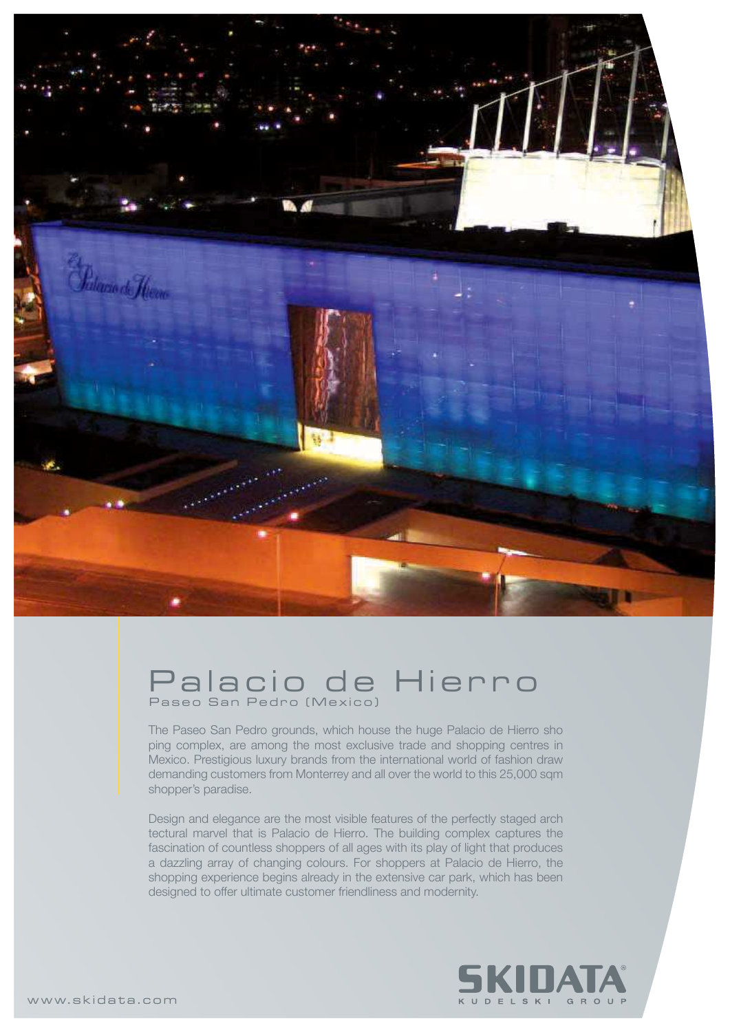# Palacio de Hierro

## Paseo San Pedro (Mexico)

The Paseo San Pedro grounds, which house the huge Palacio de Hierro sho ping complex, are among the most exclusive trade and shopping centres in Mexico. Prestigious luxury brands from the international world of fashion draw demanding customers from Monterrey and all over the world to this 25,000 sqm shopper's paradise.

Design and elegance are the most visible features of the perfectly staged arch tectural marvel that is Palacio de Hierro. The building complex captures the fascination of countless shoppers of all ages with its play of light that produces a dazzling array of changing colours. For shoppers at Palacio de Hierro, the shopping experience begins already in the extensive car park, which has been designed to offer ultimate customer friendliness and modernity.

SKIDATA®
KUDELSKI GROUP

www.skidata.com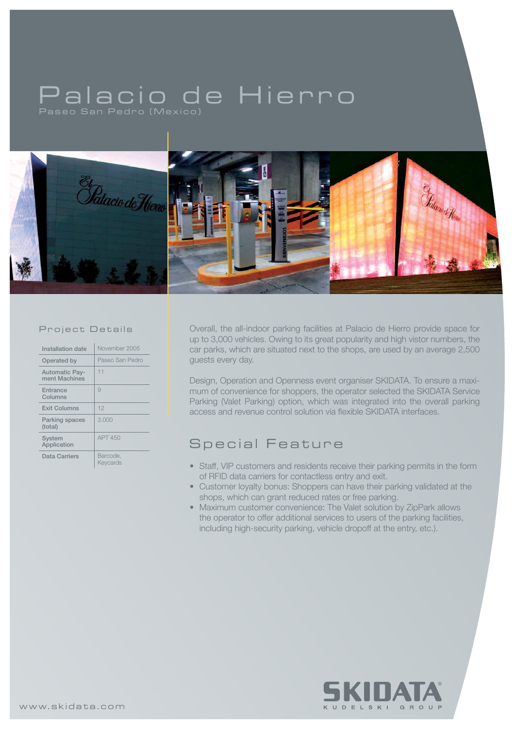# Palacio de Hierro

Paseo San Pedro (Mexico)

## Project Details

| | |
|---|---|
| Installation date | November 2005 |
| Operated by | Paseo San Pedro |
| Automatic Payment Machines | 11 |
| Entrance Columns | 9 |
| Exit Columns | 12 |
| Parking spaces (total) | 3.000 |
| System Application | APT 450 |
| Data Carriers | Barcode, Keycards |

Overall, the all-indoor parking facilities at Palacio de Hierro provide space for up to 3,000 vehicles. Owing to its great popularity and high vistor numbers, the car parks, which are situated next to the shops, are used by an average 2,500 guests every day.

Design, Operation and Openness event organiser SKIDATA. To ensure a maximum of convenience for shoppers, the operator selected the SKIDATA Service Parking (Valet Parking) option, which was integrated into the overall parking access and revenue control solution via flexible SKIDATA interfaces.

## Special Feature

- Staff, VIP customers and residents receive their parking permits in the form of RFID data carriers for contactless entry and exit.
- Customer loyalty bonus: Shoppers can have their parking validated at the shops, which can grant reduced rates or free parking.
- Maximum customer convenience: The Valet solution by ZipPark allows the operator to offer additional services to users of the parking facilities, including high-security parking, vehicle dropoff at the entry, etc.).

www.skidata.com

SKIDATA®
KUDELSKI GROUP